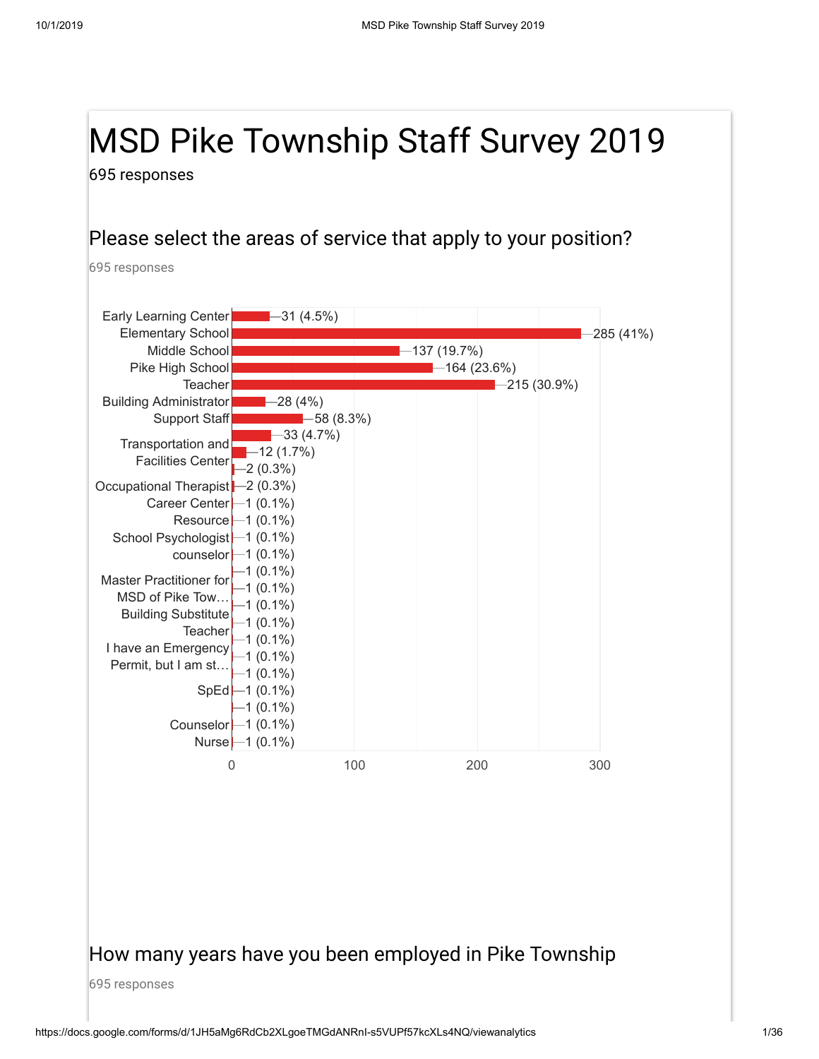# MSD Pike Township Staff Survey 2019

695 responses

## Please select the areas of service that apply to your position?

695 responses

| Area of service | Responses |
|---|---|
| Early Learning Center | 31 (4.5%) |
| Elementary School | 285 (41%) |
| Middle School | 137 (19.7%) |
| Pike High School | 164 (23.6%) |
| Teacher | 215 (30.9%) |
| Building Administrator | 28 (4%) |
| Support Staff | 58 (8.3%) |
| | 33 (4.7%) |
| Transportation and Facilities Center | 12 (1.7%) |
| | 2 (0.3%) |
| Occupational Therapist | 2 (0.3%) |
| Career Center | 1 (0.1%) |
| Resource | 1 (0.1%) |
| School Psychologist | 1 (0.1%) |
| counselor | 1 (0.1%) |
| | 1 (0.1%) |
| Master Practitioner for MSD of Pike Tow… | 1 (0.1%) |
| | 1 (0.1%) |
| Building Substitute Teacher | 1 (0.1%) |
| | 1 (0.1%) |
| I have an Emergency Permit, but I am st… | 1 (0.1%) |
| | 1 (0.1%) |
| SpEd | 1 (0.1%) |
| | 1 (0.1%) |
| Counselor | 1 (0.1%) |
| Nurse | 1 (0.1%) |

## How many years have you been employed in Pike Township

695 responses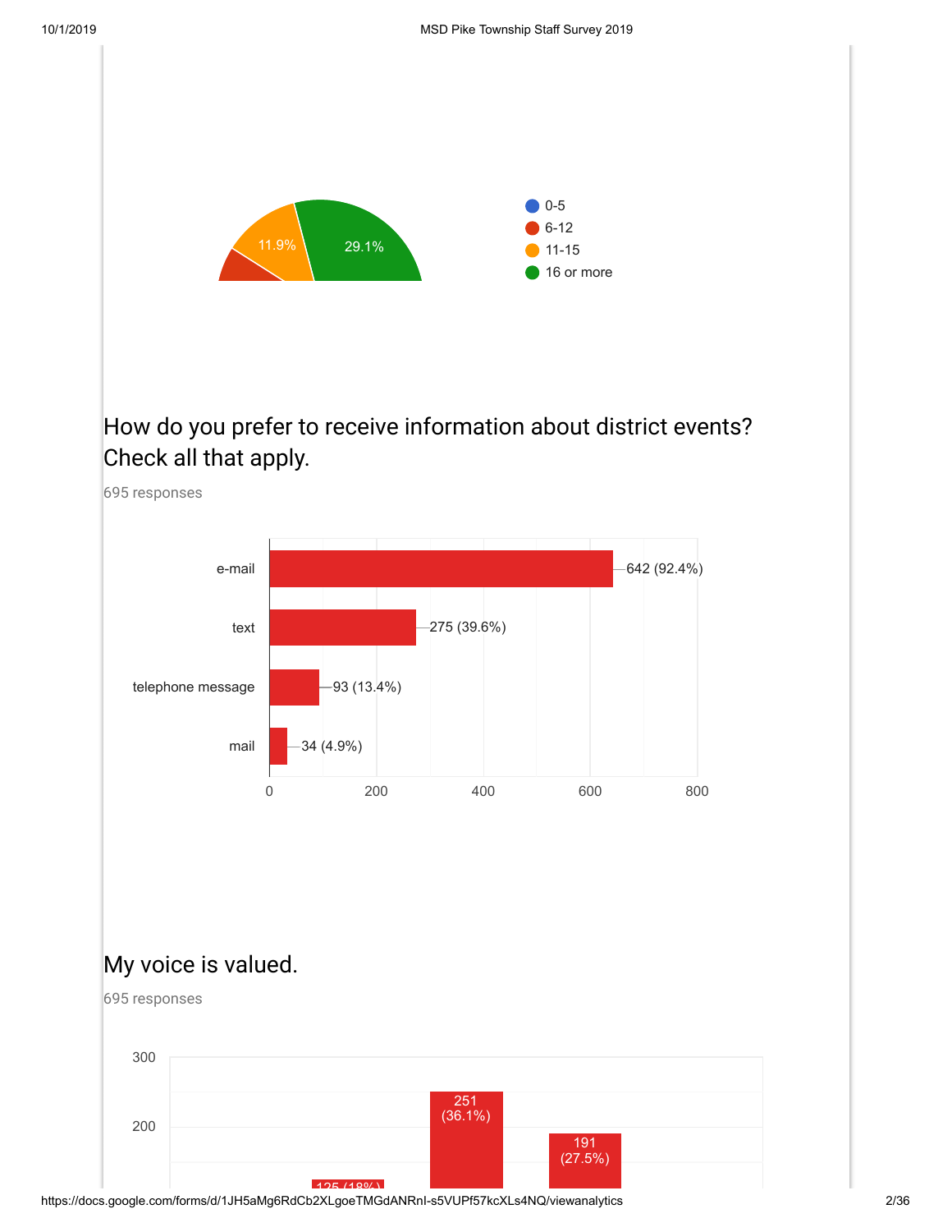11.9%
29.1%

0-5
6-12
11-15
16 or more

## How do you prefer to receive information about district events? Check all that apply.

695 responses

e-mail
text
telephone message
mail

642 (92.4%)
275 (39.6%)
93 (13.4%)
34 (4.9%)

0
200
400
600
800

## My voice is valued.

695 responses

300
200

125 (18%)
251 (36.1%)
191 (27.5%)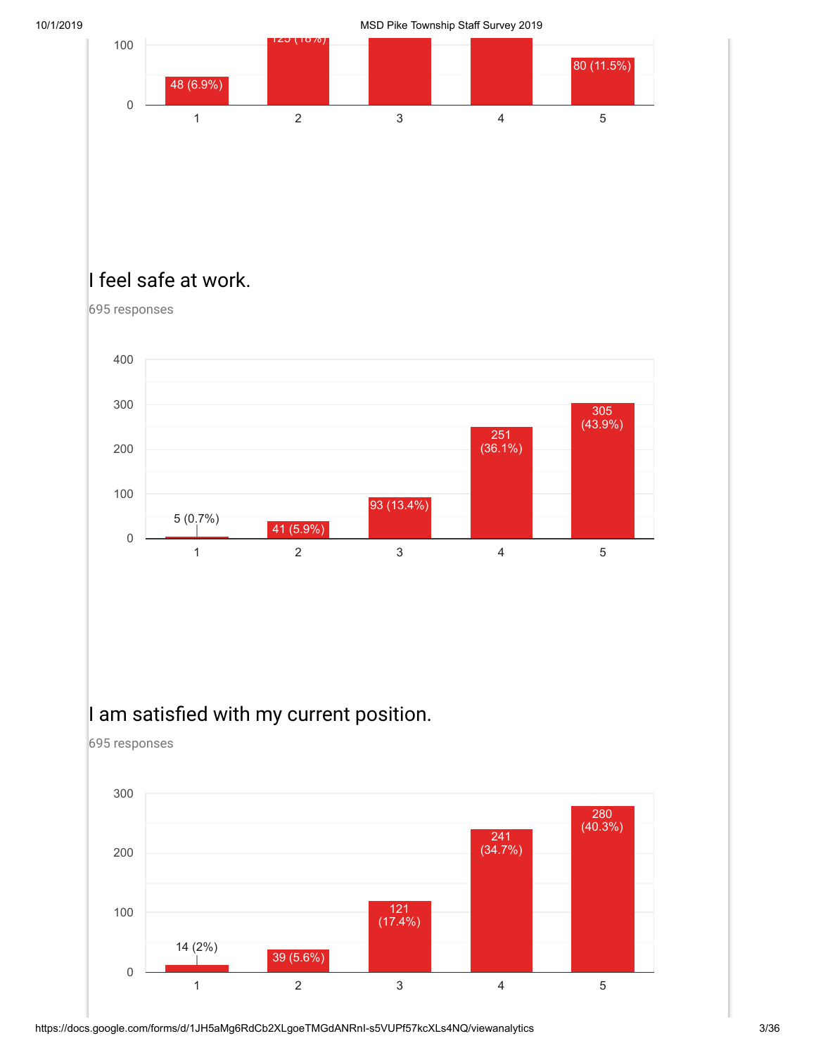| Rating | Responses |
|---|---|
| 1 | 48 (6.9%) |
| 2 | 125 (18%) |
| 3 | |
| 4 | |
| 5 | 80 (11.5%) |

## I feel safe at work.

695 responses

| Rating | Responses |
|---|---|
| 1 | 5 (0.7%) |
| 2 | 41 (5.9%) |
| 3 | 93 (13.4%) |
| 4 | 251 (36.1%) |
| 5 | 305 (43.9%) |

## I am satisfied with my current position.

695 responses

| Rating | Responses |
|---|---|
| 1 | 14 (2%) |
| 2 | 39 (5.6%) |
| 3 | 121 (17.4%) |
| 4 | 241 (34.7%) |
| 5 | 280 (40.3%) |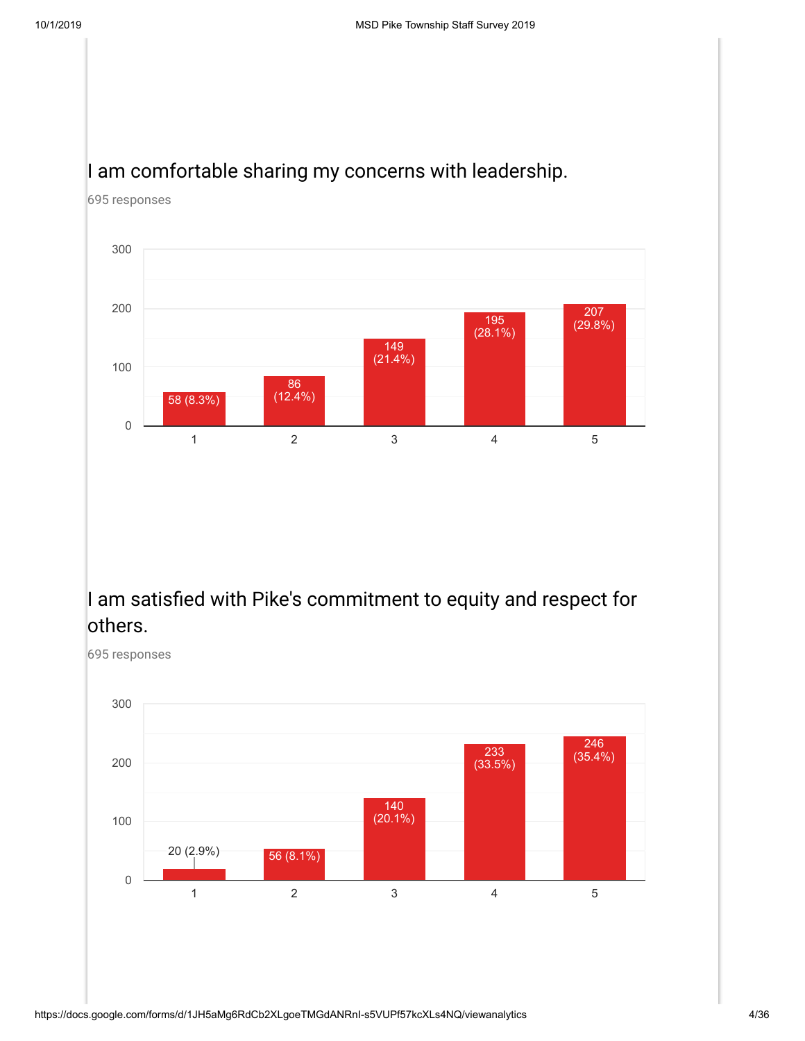## I am comfortable sharing my concerns with leadership.

695 responses

| Rating | Responses |
|---|---|
| 1 | 58 (8.3%) |
| 2 | 86 (12.4%) |
| 3 | 149 (21.4%) |
| 4 | 195 (28.1%) |
| 5 | 207 (29.8%) |

## I am satisfied with Pike's commitment to equity and respect for others.

695 responses

| Rating | Responses |
|---|---|
| 1 | 20 (2.9%) |
| 2 | 56 (8.1%) |
| 3 | 140 (20.1%) |
| 4 | 233 (33.5%) |
| 5 | 246 (35.4%) |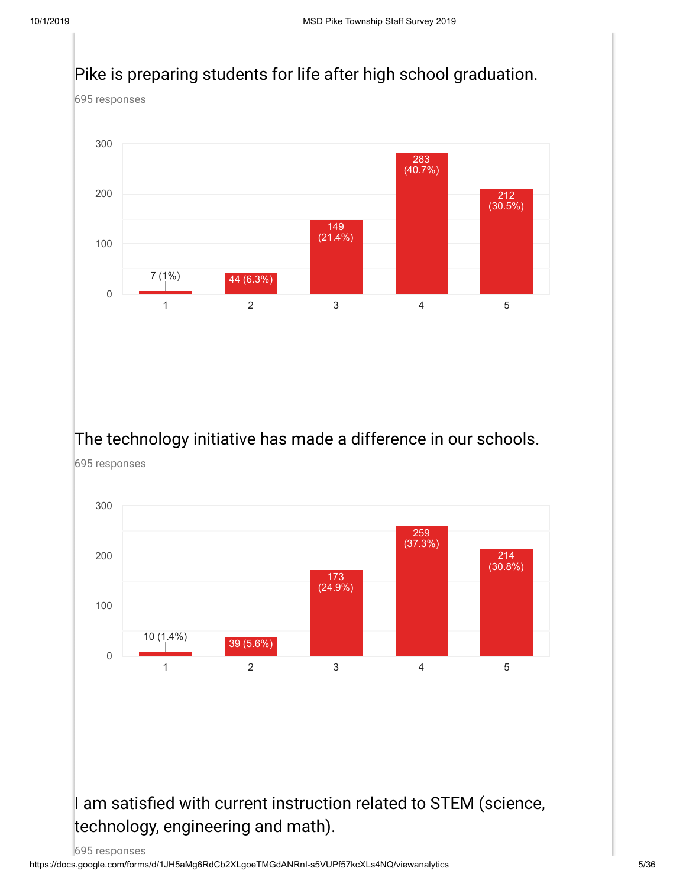## Pike is preparing students for life after high school graduation.

695 responses

| Rating | Responses |
|---|---|
| 1 | 7 (1%) |
| 2 | 44 (6.3%) |
| 3 | 149 (21.4%) |
| 4 | 283 (40.7%) |
| 5 | 212 (30.5%) |

## The technology initiative has made a difference in our schools.

695 responses

| Rating | Responses |
|---|---|
| 1 | 10 (1.4%) |
| 2 | 39 (5.6%) |
| 3 | 173 (24.9%) |
| 4 | 259 (37.3%) |
| 5 | 214 (30.8%) |

## I am satisfied with current instruction related to STEM (science, technology, engineering and math).

695 responses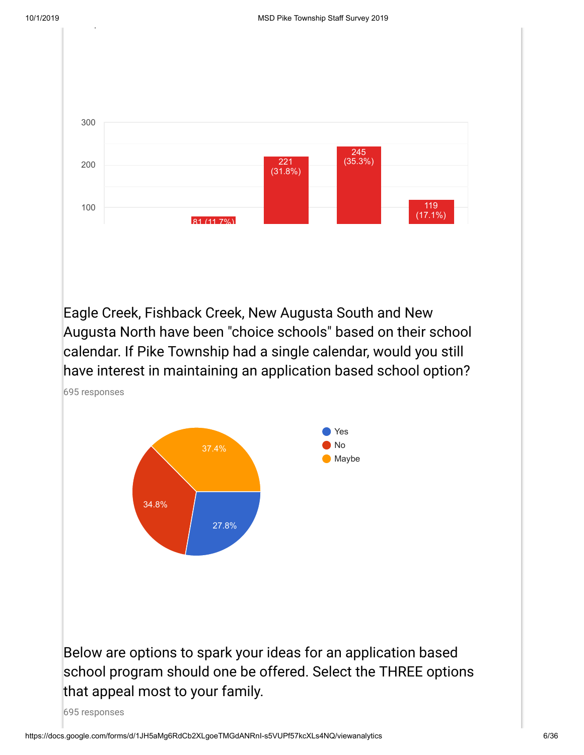| 300 | | | | |
|---|---|---|---|---|
| | 81 (11.7%) | 221 (31.8%) | 245 (35.3%) | 119 (17.1%) |

Eagle Creek, Fishback Creek, New Augusta South and New Augusta North have been "choice schools" based on their school calendar. If Pike Township had a single calendar, would you still have interest in maintaining an application based school option?

695 responses

| Response | Percentage |
|---|---|
| Yes | 27.8% |
| No | 34.8% |
| Maybe | 37.4% |

Below are options to spark your ideas for an application based school program should one be offered. Select the THREE options that appeal most to your family.

695 responses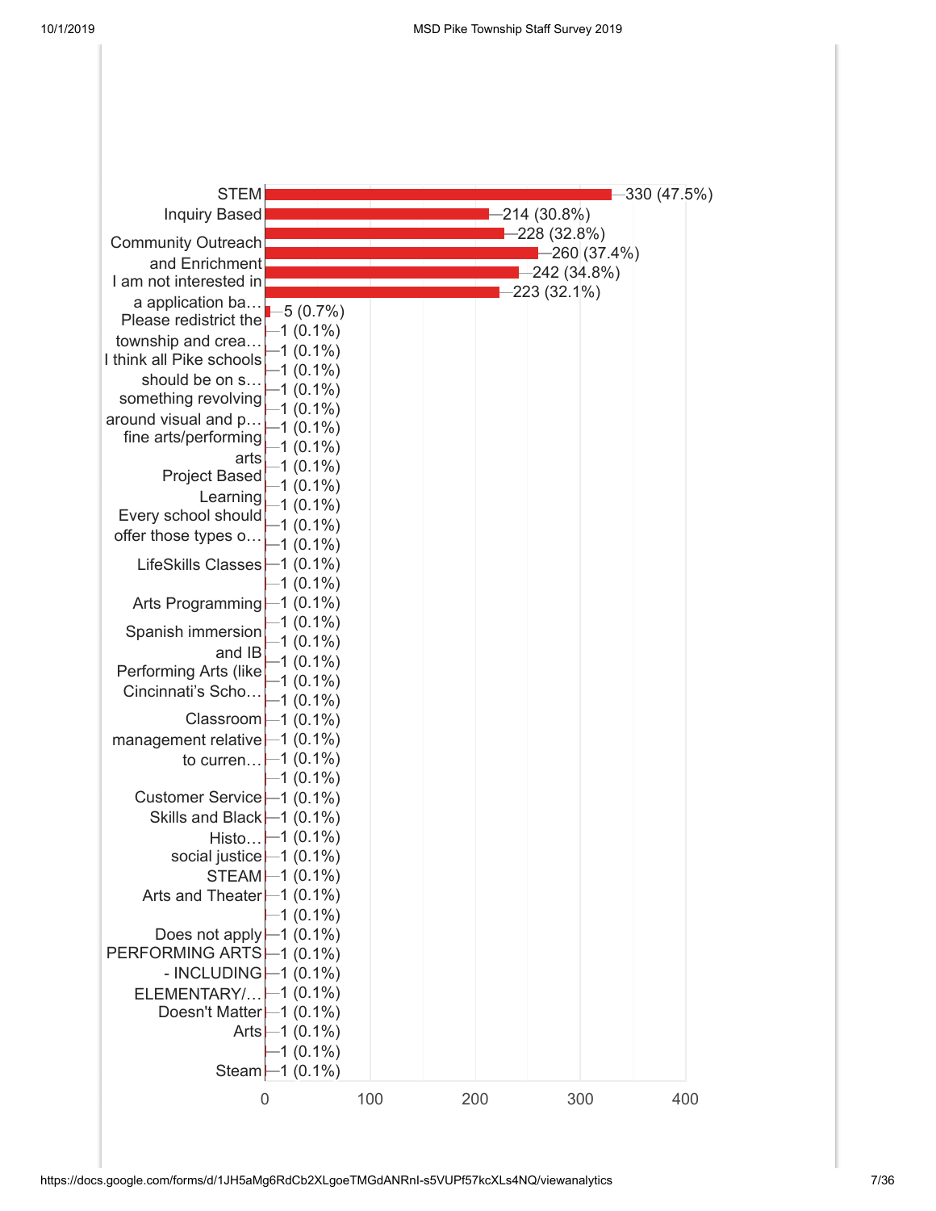STEM
Inquiry Based
Community Outreach and Enrichment
I am not interested in a application ba…
Please redistrict the township and crea…
I think all Pike schools should be on s…
something revolving around visual and p…
fine arts/performing arts
Project Based Learning
Every school should offer those types o…
LifeSkills Classes
Arts Programming
Spanish immersion and IB
Performing Arts (like Cincinnati's Scho…
Classroom management relative to curren…
Customer Service Skills and Black Histo…
social justice
STEAM
Arts and Theater
Does not apply
PERFORMING ARTS - INCLUDING ELEMENTARY/…
Doesn't Matter
Arts
Steam

330 (47.5%)
214 (30.8%)
228 (32.8%)
260 (37.4%)
242 (34.8%)
223 (32.1%)
5 (0.7%)
1 (0.1%)
1 (0.1%)
1 (0.1%)
1 (0.1%)
1 (0.1%)
1 (0.1%)
1 (0.1%)
1 (0.1%)
1 (0.1%)
1 (0.1%)
1 (0.1%)
1 (0.1%)
1 (0.1%)
1 (0.1%)
1 (0.1%)
1 (0.1%)
1 (0.1%)
1 (0.1%)
1 (0.1%)
1 (0.1%)
1 (0.1%)
1 (0.1%)
1 (0.1%)
1 (0.1%)
1 (0.1%)
1 (0.1%)
1 (0.1%)
1 (0.1%)
1 (0.1%)
1 (0.1%)
1 (0.1%)
1 (0.1%)
1 (0.1%)
1 (0.1%)
1 (0.1%)
1 (0.1%)
1 (0.1%)
1 (0.1%)
1 (0.1%)
1 (0.1%)

0
100
200
300
400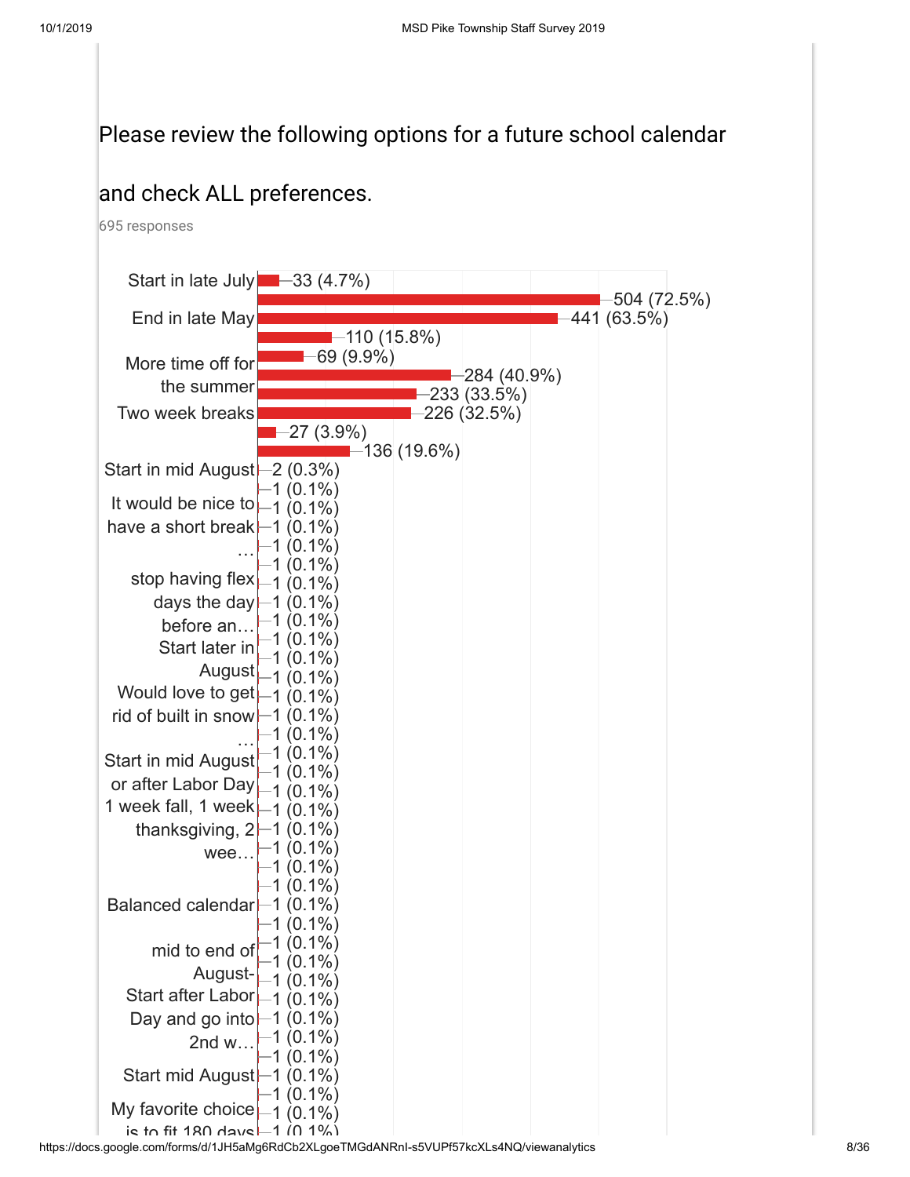## Please review the following options for a future school calendar and check ALL preferences.

695 responses

| Option | Responses |
|---|---|
| Start in late July | 33 (4.7%) |
| | 504 (72.5%) |
| End in late May | 441 (63.5%) |
| | 110 (15.8%) |
| More time off for the summer | 69 (9.9%) |
| | 284 (40.9%) |
| | 233 (33.5%) |
| Two week breaks | 226 (32.5%) |
| | 27 (3.9%) |
| | 136 (19.6%) |
| Start in mid August | 2 (0.3%) |
| | 1 (0.1%) |
| It would be nice to have a short break … | 1 (0.1%) |
| | 1 (0.1%) |
| | 1 (0.1%) |
| | 1 (0.1%) |
| stop having flex days the day before an… | 1 (0.1%) |
| | 1 (0.1%) |
| | 1 (0.1%) |
| Start later in August | 1 (0.1%) |
| | 1 (0.1%) |
| | 1 (0.1%) |
| Would love to get rid of built in snow … | 1 (0.1%) |
| | 1 (0.1%) |
| | 1 (0.1%) |
| Start in mid August or after Labor Day | 1 (0.1%) |
| | 1 (0.1%) |
| | 1 (0.1%) |
| 1 week fall, 1 week thanksgiving, 2 wee… | 1 (0.1%) |
| | 1 (0.1%) |
| | 1 (0.1%) |
| | 1 (0.1%) |
| | 1 (0.1%) |
| Balanced calendar | 1 (0.1%) |
| | 1 (0.1%) |
| mid to end of August- | 1 (0.1%) |
| | 1 (0.1%) |
| | 1 (0.1%) |
| Start after Labor Day and go into 2nd w… | 1 (0.1%) |
| | 1 (0.1%) |
| | 1 (0.1%) |
| | 1 (0.1%) |
| Start mid August | 1 (0.1%) |
| | 1 (0.1%) |
| My favorite choice is to fit 180 days | 1 (0.1%) |
| | 1 (0.1%) |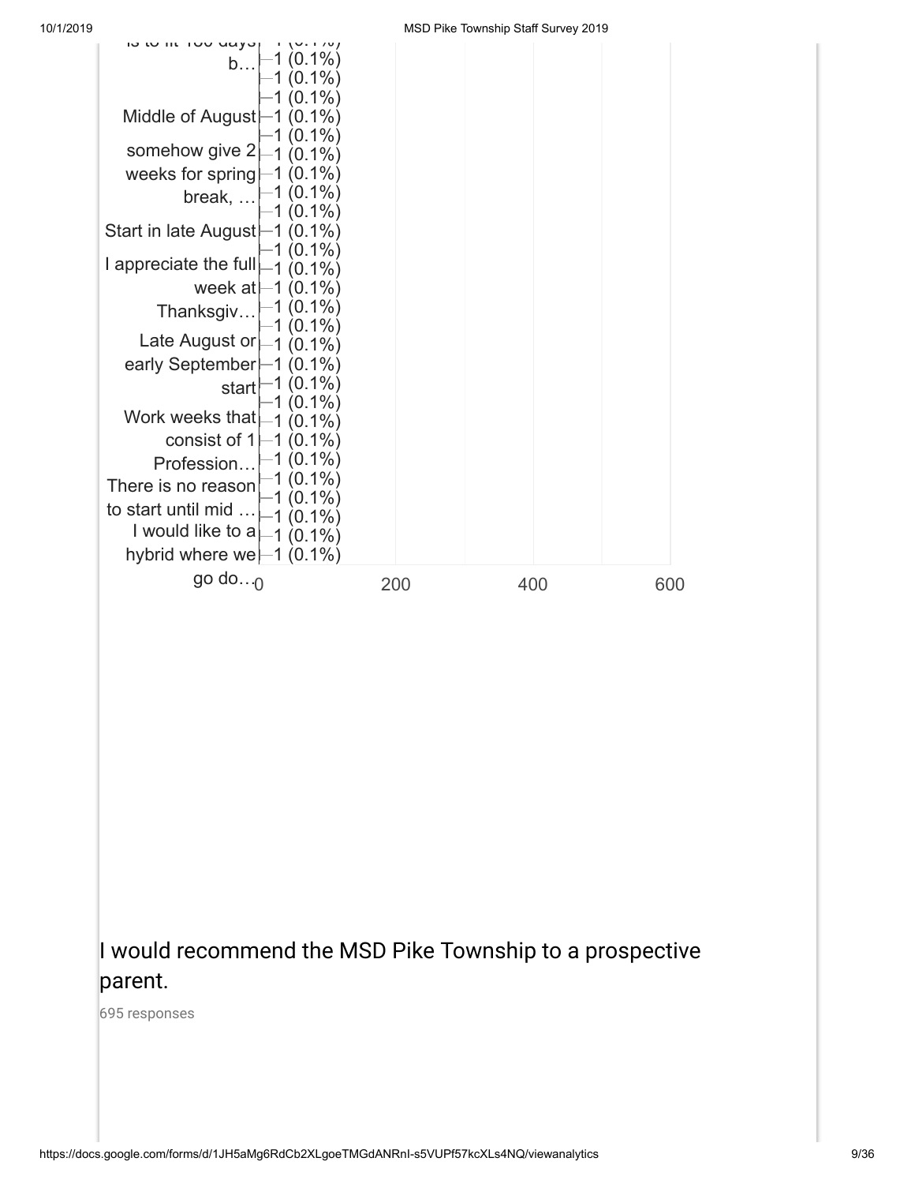| Response | Count |
|---|---|
| …is to fit 180 days b… | 1 (0.1%) |
| | 1 (0.1%) |
| | 1 (0.1%) |
| Middle of August | 1 (0.1%) |
| | 1 (0.1%) |
| somehow give 2 weeks for spring break, … | 1 (0.1%) |
| | 1 (0.1%) |
| | 1 (0.1%) |
| | 1 (0.1%) |
| Start in late August | 1 (0.1%) |
| | 1 (0.1%) |
| I appreciate the full week at Thanksgiv… | 1 (0.1%) |
| | 1 (0.1%) |
| | 1 (0.1%) |
| | 1 (0.1%) |
| Late August or early September start | 1 (0.1%) |
| | 1 (0.1%) |
| | 1 (0.1%) |
| | 1 (0.1%) |
| Work weeks that consist of 1 Profession… | 1 (0.1%) |
| | 1 (0.1%) |
| | 1 (0.1%) |
| There is no reason to start until mid … | 1 (0.1%) |
| | 1 (0.1%) |
| I would like to a hybrid where we go do… | 1 (0.1%) |
| | 1 (0.1%) |

## I would recommend the MSD Pike Township to a prospective parent.

695 responses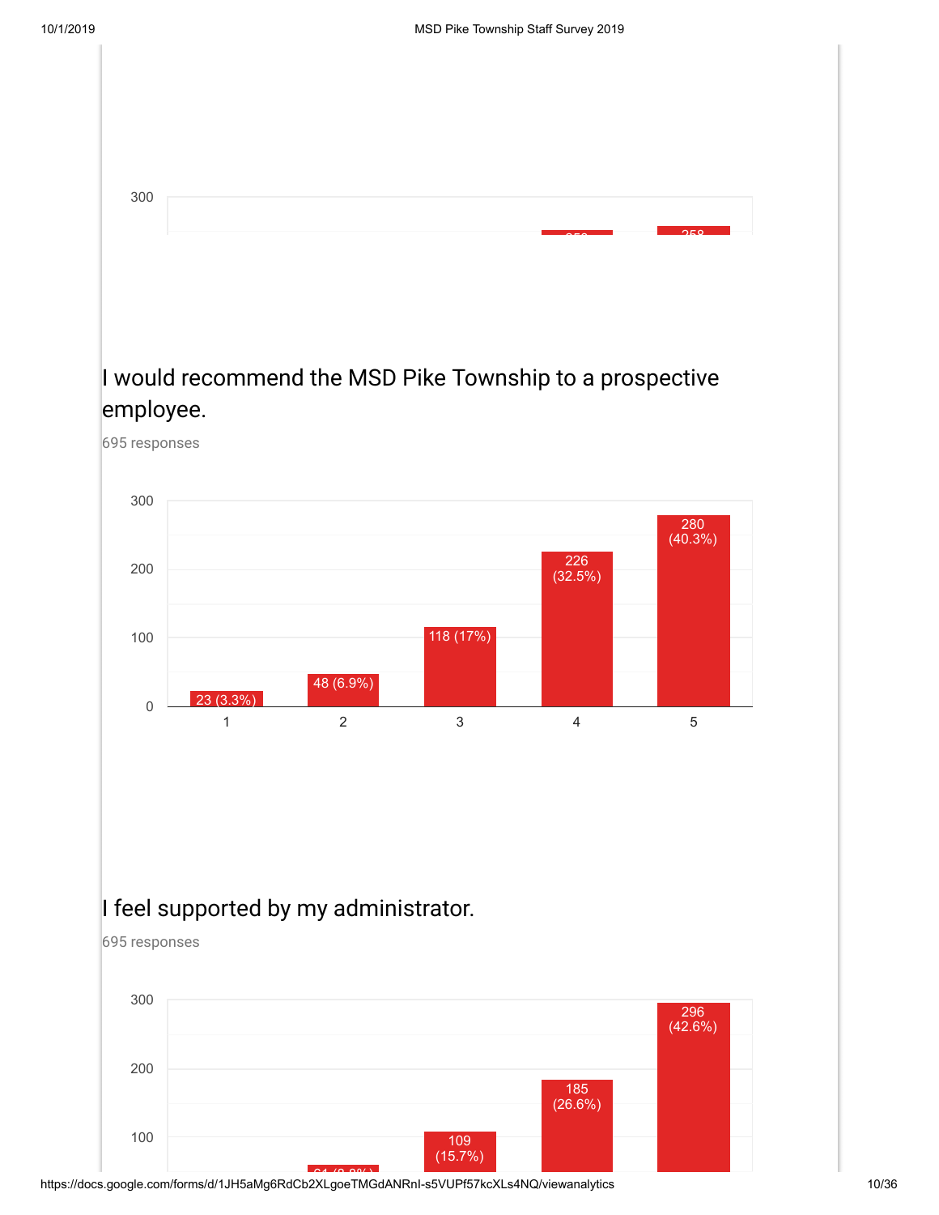300

258

## I would recommend the MSD Pike Township to a prospective employee.

695 responses

300
200
100
0

23 (3.3%)
48 (6.9%)
118 (17%)
226 (32.5%)
280 (40.3%)

1
2
3
4
5

## I feel supported by my administrator.

695 responses

300
200
100

61 (8.8%)
109 (15.7%)
185 (26.6%)
296 (42.6%)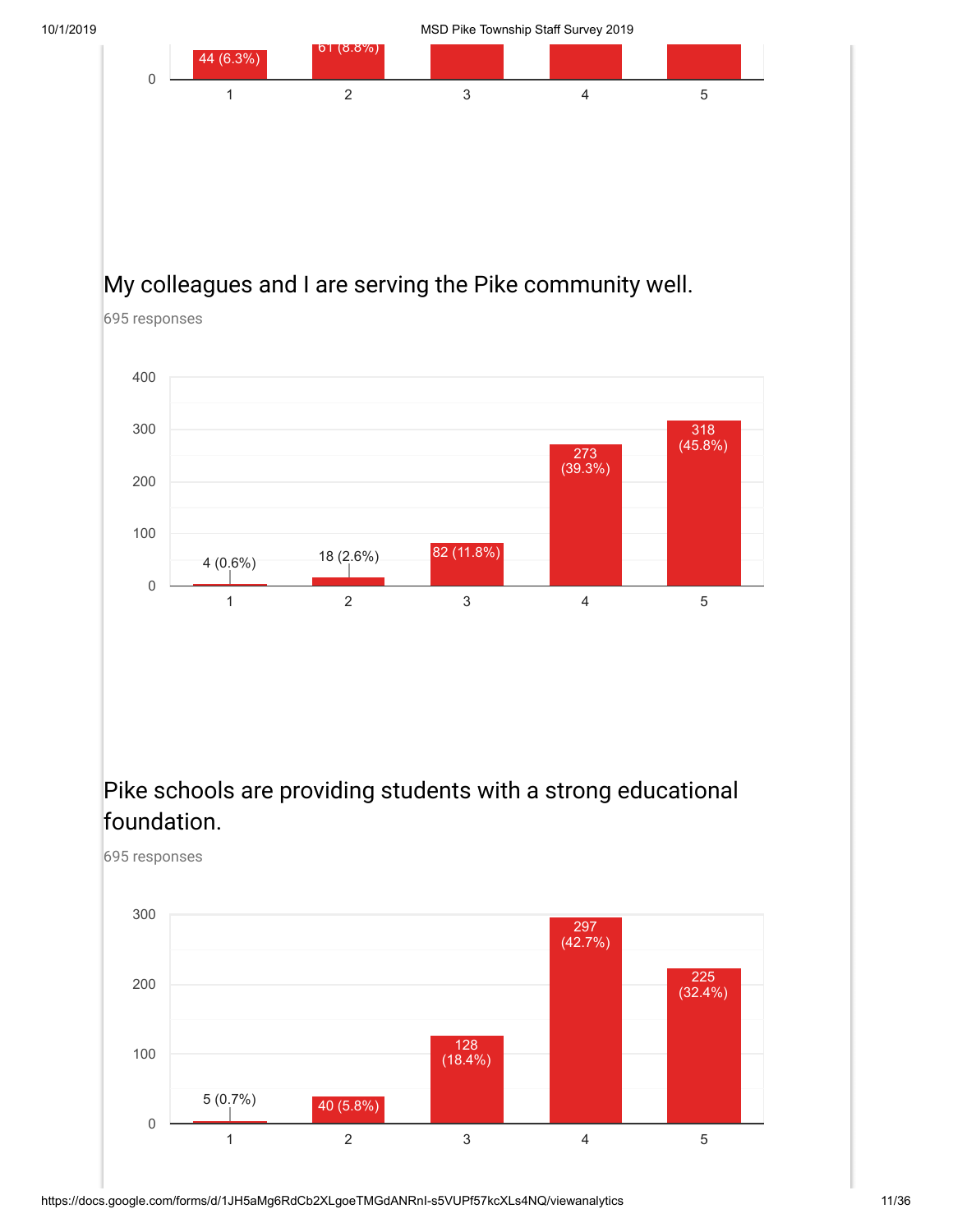| 1 | 2 | 3 | 4 | 5 |
|---|---|---|---|---|
| 44 (6.3%) | 61 (8.8%) | | | |

## My colleagues and I are serving the Pike community well.

695 responses

| Rating | Responses |
|---|---|
| 1 | 4 (0.6%) |
| 2 | 18 (2.6%) |
| 3 | 82 (11.8%) |
| 4 | 273 (39.3%) |
| 5 | 318 (45.8%) |

## Pike schools are providing students with a strong educational foundation.

695 responses

| Rating | Responses |
|---|---|
| 1 | 5 (0.7%) |
| 2 | 40 (5.8%) |
| 3 | 128 (18.4%) |
| 4 | 297 (42.7%) |
| 5 | 225 (32.4%) |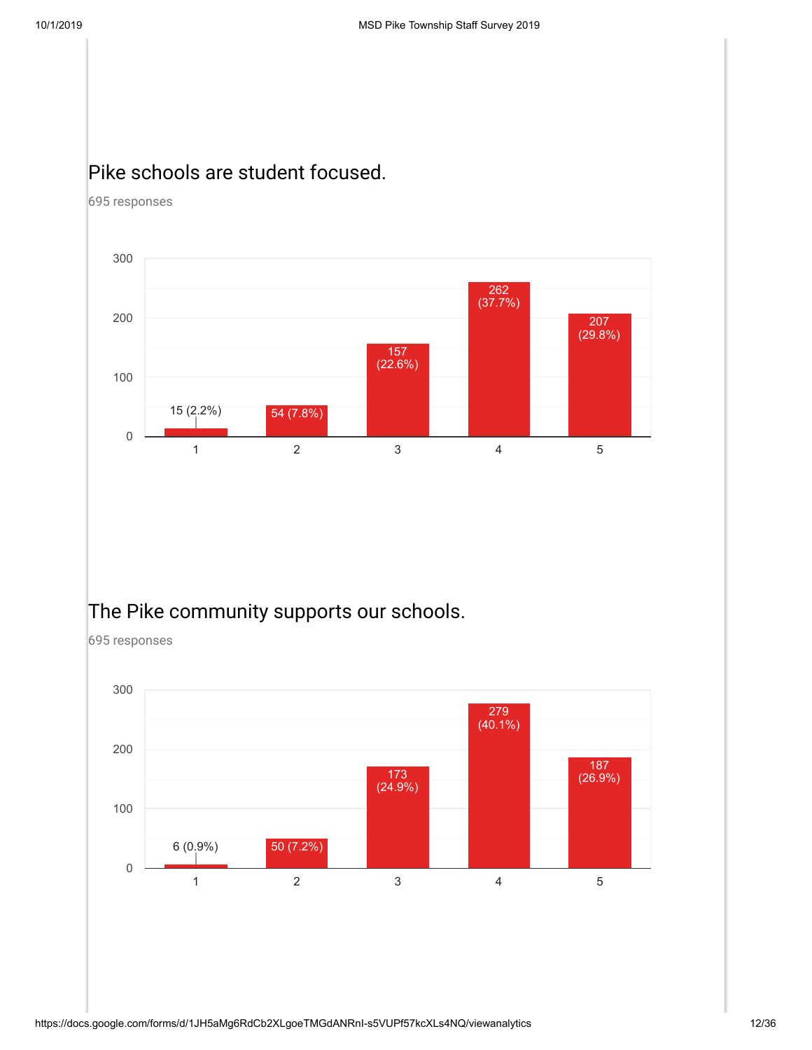## Pike schools are student focused.

695 responses

| Rating | Responses |
|---|---|
| 1 | 15 (2.2%) |
| 2 | 54 (7.8%) |
| 3 | 157 (22.6%) |
| 4 | 262 (37.7%) |
| 5 | 207 (29.8%) |

## The Pike community supports our schools.

695 responses

| Rating | Responses |
|---|---|
| 1 | 6 (0.9%) |
| 2 | 50 (7.2%) |
| 3 | 173 (24.9%) |
| 4 | 279 (40.1%) |
| 5 | 187 (26.9%) |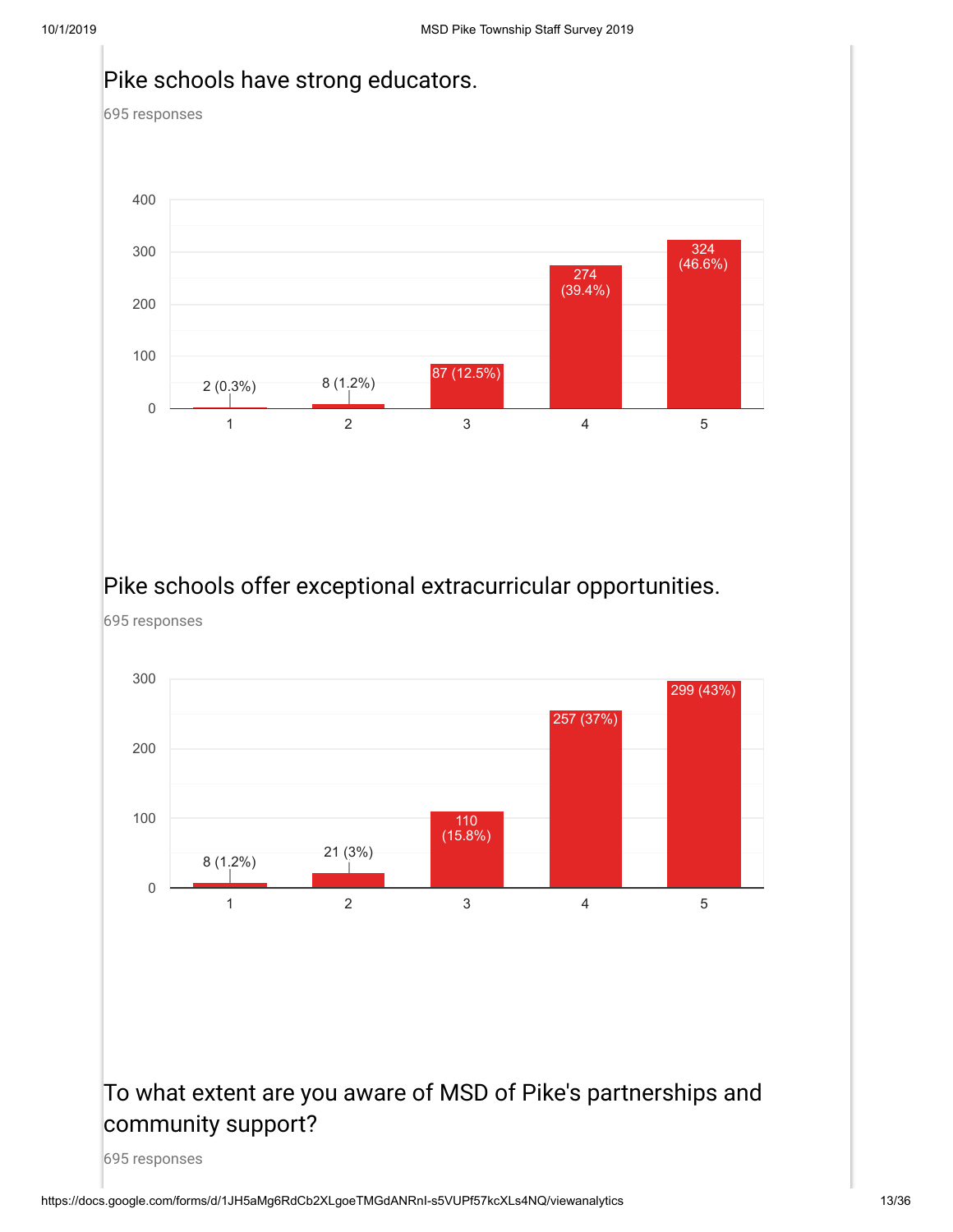## Pike schools have strong educators.

695 responses

| Rating | Responses |
|---|---|
| 1 | 2 (0.3%) |
| 2 | 8 (1.2%) |
| 3 | 87 (12.5%) |
| 4 | 274 (39.4%) |
| 5 | 324 (46.6%) |

## Pike schools offer exceptional extracurricular opportunities.

695 responses

| Rating | Responses |
|---|---|
| 1 | 8 (1.2%) |
| 2 | 21 (3%) |
| 3 | 110 (15.8%) |
| 4 | 257 (37%) |
| 5 | 299 (43%) |

## To what extent are you aware of MSD of Pike's partnerships and community support?

695 responses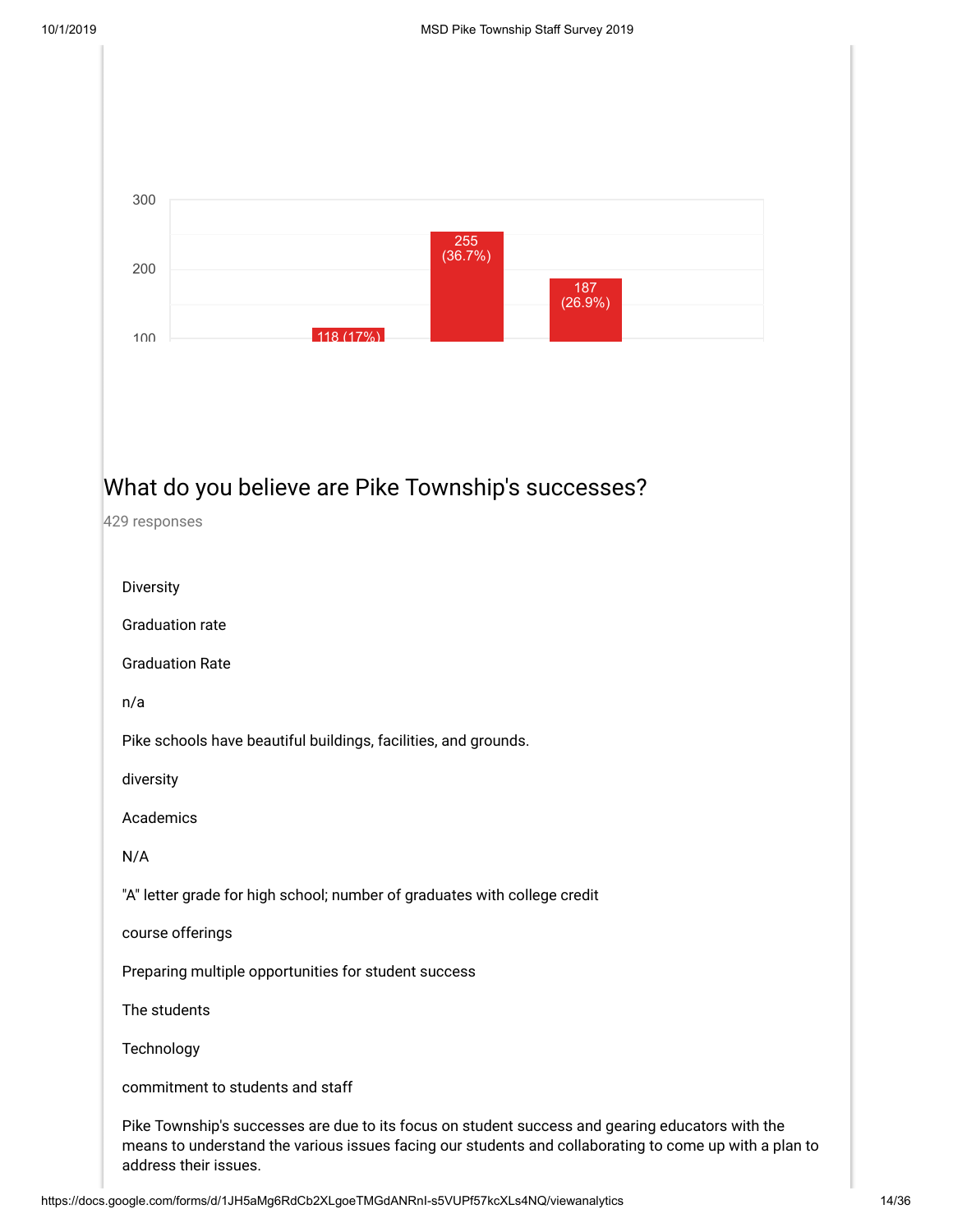300

200

100

118 (17%)

255
(36.7%)

187
(26.9%)

## What do you believe are Pike Township's successes?

429 responses

Diversity

Graduation rate

Graduation Rate

n/a

Pike schools have beautiful buildings, facilities, and grounds.

diversity

Academics

N/A

"A" letter grade for high school; number of graduates with college credit

course offerings

Preparing multiple opportunities for student success

The students

Technology

commitment to students and staff

Pike Township's successes are due to its focus on student success and gearing educators with the means to understand the various issues facing our students and collaborating to come up with a plan to address their issues.